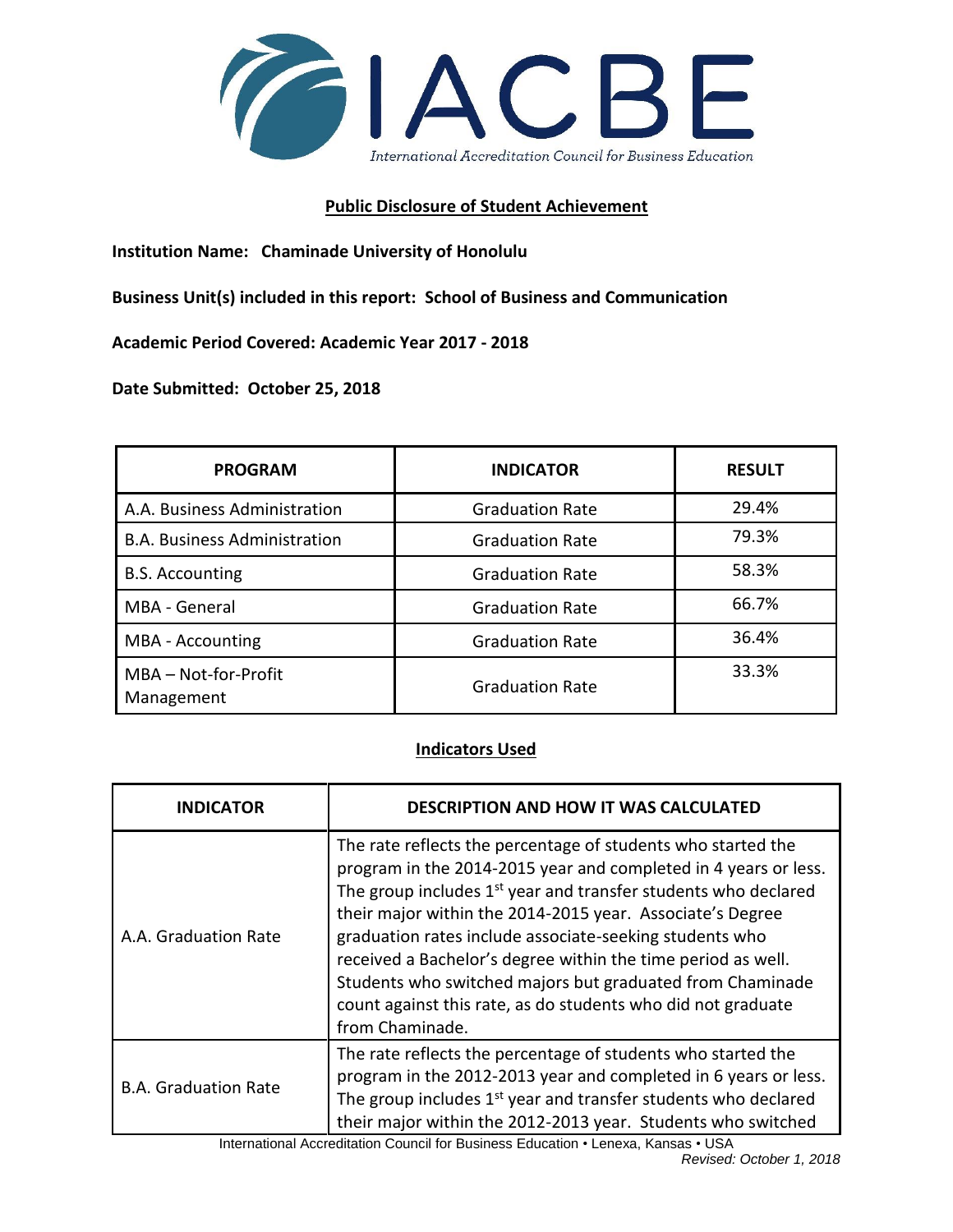# IACBE

International Accreditation Council for Business Education

## Public Disclosure of Student Achievement

**Institution Name: Chaminade University of Honolulu**

**Business Unit(s) included in this report: School of Business and Communication**

**Academic Period Covered: Academic Year 2017 - 2018**

**Date Submitted: October 25, 2018**

| PROGRAM | INDICATOR | RESULT |
|---|---|---|
| A.A. Business Administration | Graduation Rate | 29.4% |
| B.A. Business Administration | Graduation Rate | 79.3% |
| B.S. Accounting | Graduation Rate | 58.3% |
| MBA - General | Graduation Rate | 66.7% |
| MBA - Accounting | Graduation Rate | 36.4% |
| MBA – Not-for-Profit Management | Graduation Rate | 33.3% |

## Indicators Used

| INDICATOR | DESCRIPTION AND HOW IT WAS CALCULATED |
|---|---|
| A.A. Graduation Rate | The rate reflects the percentage of students who started the program in the 2014-2015 year and completed in 4 years or less. The group includes 1st year and transfer students who declared their major within the 2014-2015 year. Associate's Degree graduation rates include associate-seeking students who received a Bachelor's degree within the time period as well. Students who switched majors but graduated from Chaminade count against this rate, as do students who did not graduate from Chaminade. |
| B.A. Graduation Rate | The rate reflects the percentage of students who started the program in the 2012-2013 year and completed in 6 years or less. The group includes 1st year and transfer students who declared their major within the 2012-2013 year. Students who switched |

International Accreditation Council for Business Education • Lenexa, Kansas • USA

*Revised: October 1, 2018*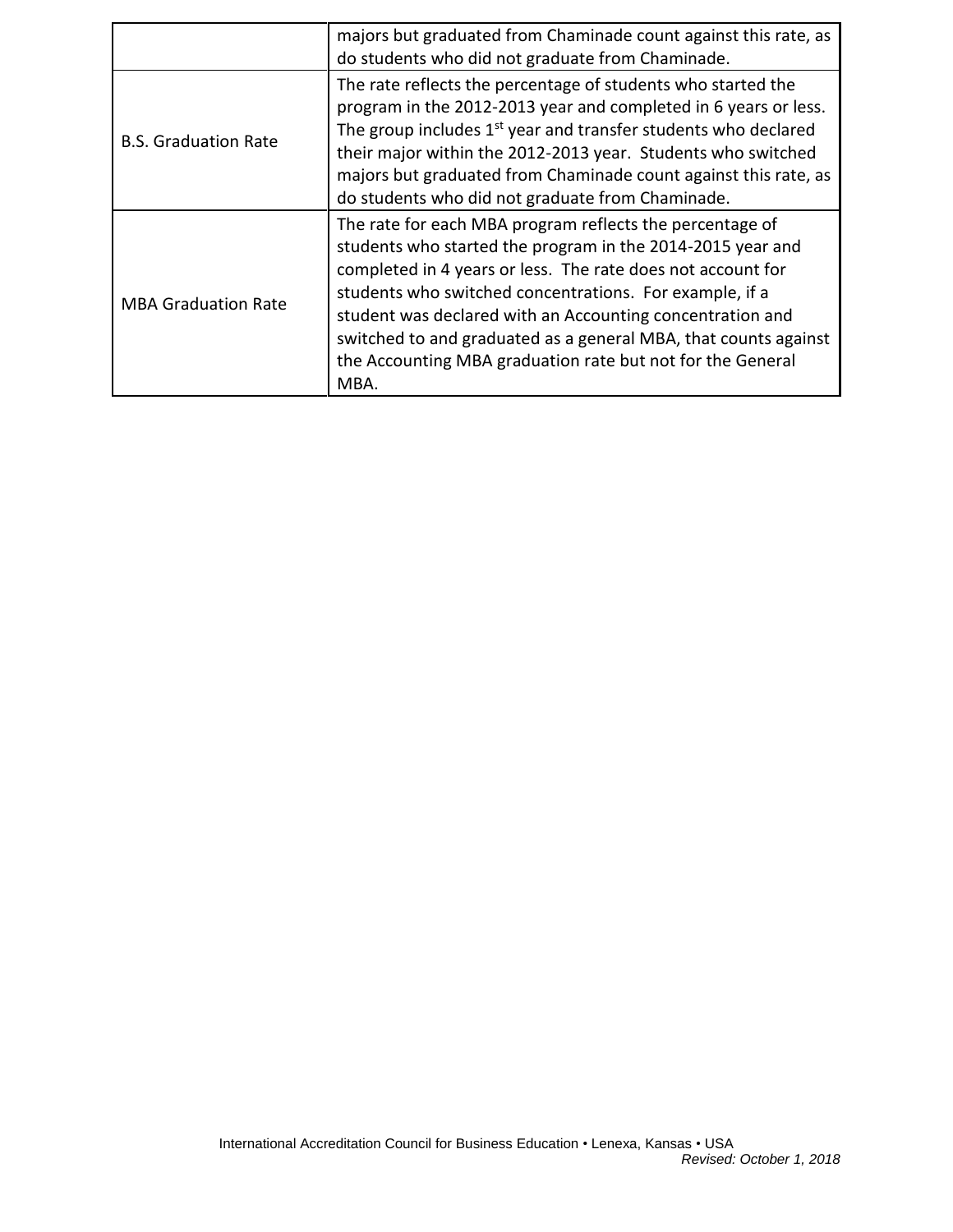| | |
|---|---|
| | majors but graduated from Chaminade count against this rate, as do students who did not graduate from Chaminade. |
| B.S. Graduation Rate | The rate reflects the percentage of students who started the program in the 2012-2013 year and completed in 6 years or less. The group includes 1st year and transfer students who declared their major within the 2012-2013 year. Students who switched majors but graduated from Chaminade count against this rate, as do students who did not graduate from Chaminade. |
| MBA Graduation Rate | The rate for each MBA program reflects the percentage of students who started the program in the 2014-2015 year and completed in 4 years or less. The rate does not account for students who switched concentrations. For example, if a student was declared with an Accounting concentration and switched to and graduated as a general MBA, that counts against the Accounting MBA graduation rate but not for the General MBA. |